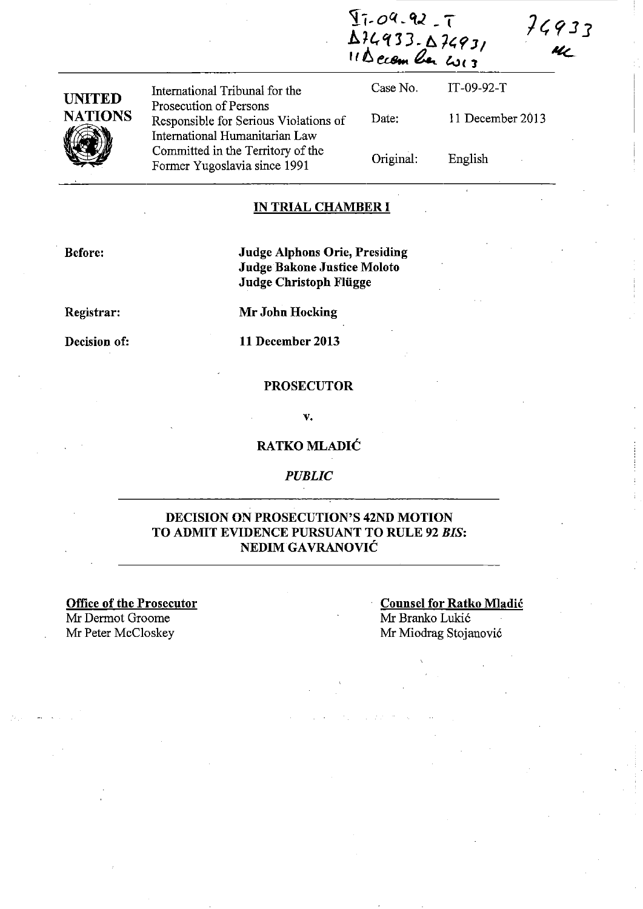IT-09-92-T
D74933-D74931
11 December 2013

74933
MC

| UNITED NATIONS | International Tribunal for the Prosecution of Persons Responsible for Serious Violations of International Humanitarian Law Committed in the Territory of the Former Yugoslavia since 1991 | Case No. | IT-09-92-T |
|---|---|---|---|
| | | Date: | 11 December 2013 |
| | | Original: | English |

**IN TRIAL CHAMBER I**

**Before:** **Judge Alphons Orie, Presiding**
**Judge Bakone Justice Moloto**
**Judge Christoph Flügge**

**Registrar:** **Mr John Hocking**

**Decision of:** **11 December 2013**

**PROSECUTOR**

**v.**

**RATKO MLADIĆ**

***PUBLIC***

**DECISION ON PROSECUTION'S 42ND MOTION TO ADMIT EVIDENCE PURSUANT TO RULE 92 *BIS*: NEDIM GAVRANOVIĆ**

**Office of the Prosecutor**
Mr Dermot Groome
Mr Peter McCloskey

**Counsel for Ratko Mladić**
Mr Branko Lukić
Mr Miodrag Stojanović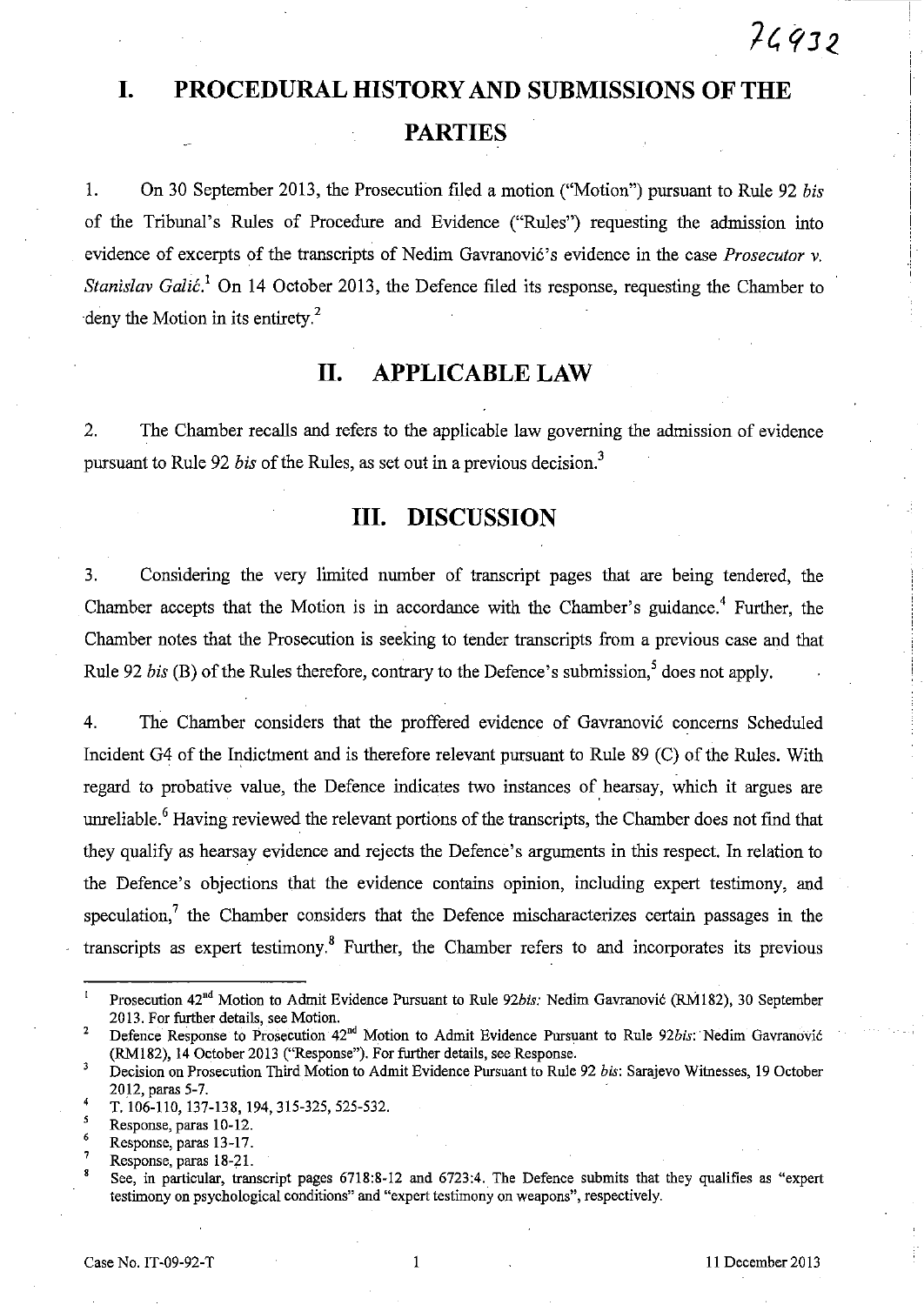# I. PROCEDURAL HISTORY AND SUBMISSIONS OF THE PARTIES

1. On 30 September 2013, the Prosecution filed a motion ("Motion") pursuant to Rule 92 *bis* of the Tribunal's Rules of Procedure and Evidence ("Rules") requesting the admission into evidence of excerpts of the transcripts of Nedim Gavranović's evidence in the case *Prosecutor v. Stanislav Galić*.[1] On 14 October 2013, the Defence filed its response, requesting the Chamber to deny the Motion in its entirety.[2]

# II. APPLICABLE LAW

2. The Chamber recalls and refers to the applicable law governing the admission of evidence pursuant to Rule 92 *bis* of the Rules, as set out in a previous decision.[3]

# III. DISCUSSION

3. Considering the very limited number of transcript pages that are being tendered, the Chamber accepts that the Motion is in accordance with the Chamber's guidance.[4] Further, the Chamber notes that the Prosecution is seeking to tender transcripts from a previous case and that Rule 92 *bis* (B) of the Rules therefore, contrary to the Defence's submission,[5] does not apply.

4. The Chamber considers that the proffered evidence of Gavranović concerns Scheduled Incident G4 of the Indictment and is therefore relevant pursuant to Rule 89 (C) of the Rules. With regard to probative value, the Defence indicates two instances of hearsay, which it argues are unreliable.[6] Having reviewed the relevant portions of the transcripts, the Chamber does not find that they qualify as hearsay evidence and rejects the Defence's arguments in this respect. In relation to the Defence's objections that the evidence contains opinion, including expert testimony, and speculation,[7] the Chamber considers that the Defence mischaracterizes certain passages in the transcripts as expert testimony.[8] Further, the Chamber refers to and incorporates its previous

---

[1] Prosecution 42nd Motion to Admit Evidence Pursuant to Rule 92*bis*: Nedim Gavranović (RM182), 30 September 2013. For further details, see Motion.

[2] Defence Response to Prosecution 42nd Motion to Admit Evidence Pursuant to Rule 92*bis*: Nedim Gavranović (RM182), 14 October 2013 ("Response"). For further details, see Response.

[3] Decision on Prosecution Third Motion to Admit Evidence Pursuant to Rule 92 *bis*: Sarajevo Witnesses, 19 October 2012, paras 5-7.

[4] T. 106-110, 137-138, 194, 315-325, 525-532.

[5] Response, paras 10-12.

[6] Response, paras 13-17.

[7] Response, paras 18-21.

[8] See, in particular, transcript pages 6718:8-12 and 6723:4. The Defence submits that they qualifies as "expert testimony on psychological conditions" and "expert testimony on weapons", respectively.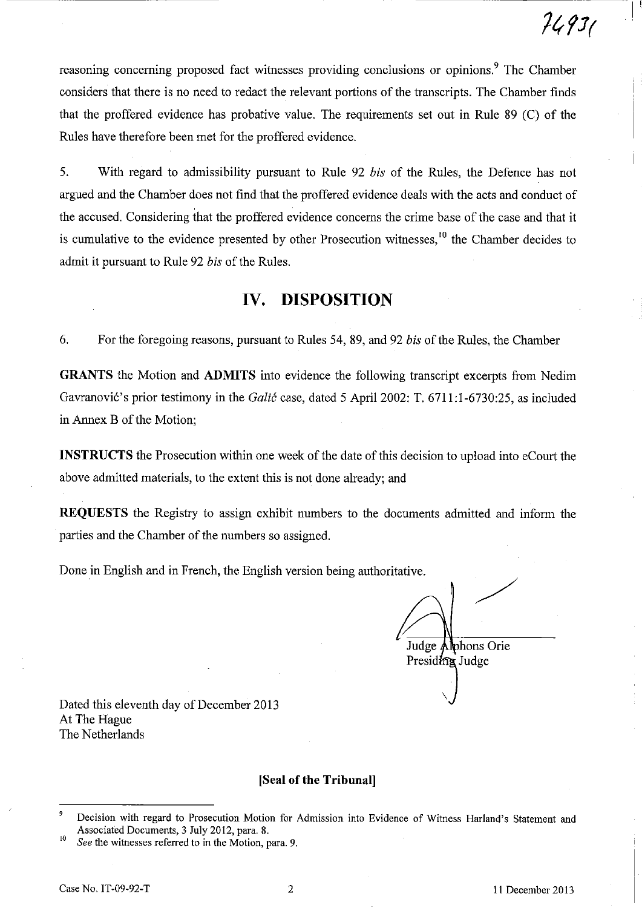reasoning concerning proposed fact witnesses providing conclusions or opinions.[9] The Chamber considers that there is no need to redact the relevant portions of the transcripts. The Chamber finds that the proffered evidence has probative value. The requirements set out in Rule 89 (C) of the Rules have therefore been met for the proffered evidence.

5. With regard to admissibility pursuant to Rule 92 *bis* of the Rules, the Defence has not argued and the Chamber does not find that the proffered evidence deals with the acts and conduct of the accused. Considering that the proffered evidence concerns the crime base of the case and that it is cumulative to the evidence presented by other Prosecution witnesses,[10] the Chamber decides to admit it pursuant to Rule 92 *bis* of the Rules.

## IV. DISPOSITION

6. For the foregoing reasons, pursuant to Rules 54, 89, and 92 *bis* of the Rules, the Chamber

**GRANTS** the Motion and **ADMITS** into evidence the following transcript excerpts from Nedim Gavranović's prior testimony in the *Galić* case, dated 5 April 2002: T. 6711:1-6730:25, as included in Annex B of the Motion;

**INSTRUCTS** the Prosecution within one week of the date of this decision to upload into eCourt the above admitted materials, to the extent this is not done already; and

**REQUESTS** the Registry to assign exhibit numbers to the documents admitted and inform the parties and the Chamber of the numbers so assigned.

Done in English and in French, the English version being authoritative.

Judge Alphons Orie
Presiding Judge

Dated this eleventh day of December 2013
At The Hague
The Netherlands

**[Seal of the Tribunal]**

---

[9] Decision with regard to Prosecution Motion for Admission into Evidence of Witness Harland's Statement and Associated Documents, 3 July 2012, para. 8.

[10] *See* the witnesses referred to in the Motion, para. 9.